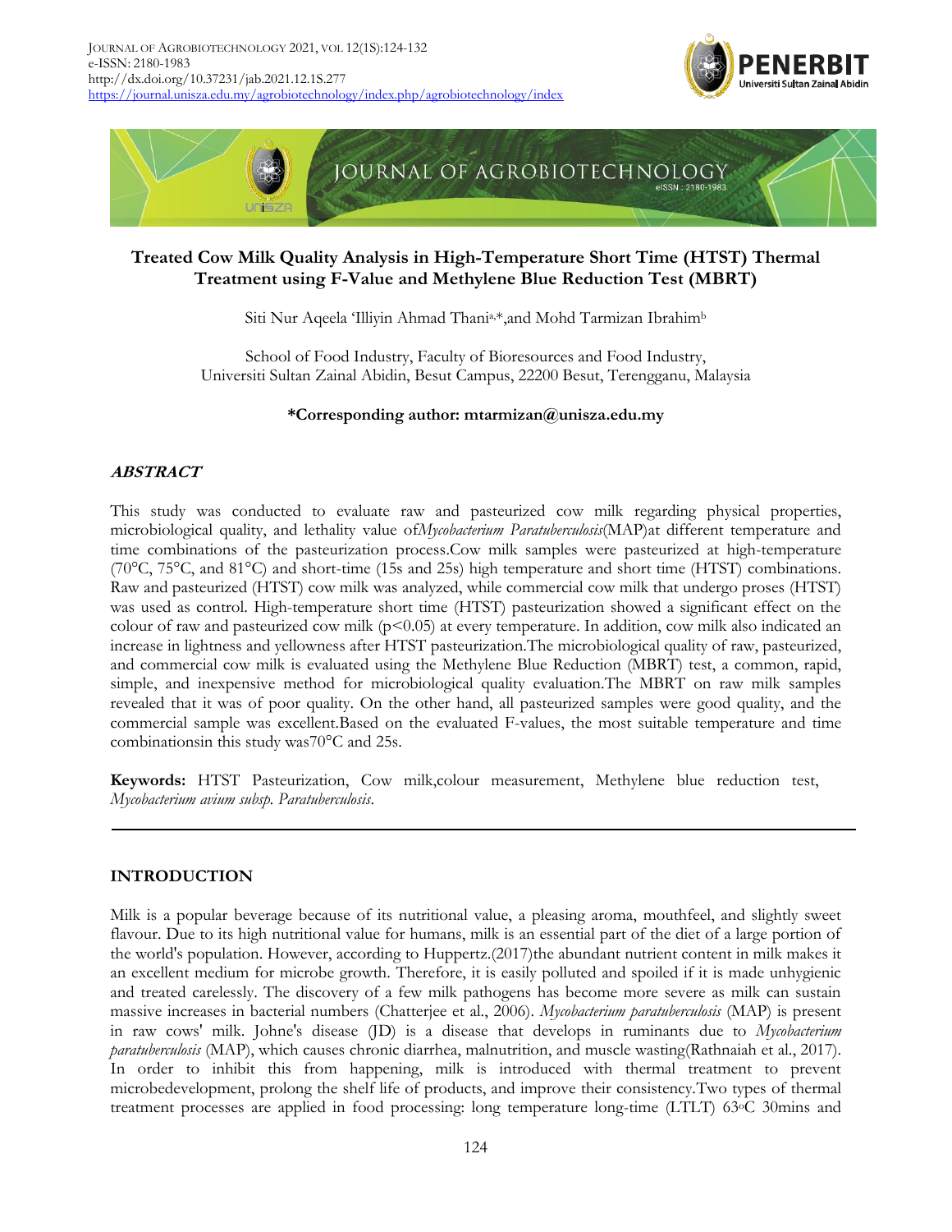# Treated Cow Milk Quality Analysis in High-Temperature Short Time (HTST) Thermal Treatment using F-Value and Methylene Blue Reduction Test (MBRT)

Siti Nur Aqeela 'Illiyin Ahmad Thani[a,*], and Mohd Tarmizan Ibrahim[b]

School of Food Industry, Faculty of Bioresources and Food Industry,
Universiti Sultan Zainal Abidin, Besut Campus, 22200 Besut, Terengganu, Malaysia

**\*Corresponding author: mtarmizan@unisza.edu.my**

## *ABSTRACT*

This study was conducted to evaluate raw and pasteurized cow milk regarding physical properties, microbiological quality, and lethality value of*Mycobacterium Paratuberculosis*(MAP)at different temperature and time combinations of the pasteurization process.Cow milk samples were pasteurized at high-temperature (70°C, 75°C, and 81°C) and short-time (15s and 25s) high temperature and short time (HTST) combinations. Raw and pasteurized (HTST) cow milk was analyzed, while commercial cow milk that undergo proses (HTST) was used as control. High-temperature short time (HTST) pasteurization showed a significant effect on the colour of raw and pasteurized cow milk ($p<0.05$) at every temperature. In addition, cow milk also indicated an increase in lightness and yellowness after HTST pasteurization.The microbiological quality of raw, pasteurized, and commercial cow milk is evaluated using the Methylene Blue Reduction (MBRT) test, a common, rapid, simple, and inexpensive method for microbiological quality evaluation.The MBRT on raw milk samples revealed that it was of poor quality. On the other hand, all pasteurized samples were good quality, and the commercial sample was excellent.Based on the evaluated F-values, the most suitable temperature and time combinationsin this study was70°C and 25s.

**Keywords:** HTST Pasteurization, Cow milk,colour measurement, Methylene blue reduction test, *Mycobacterium avium subsp. Paratuberculosis.*

## INTRODUCTION

Milk is a popular beverage because of its nutritional value, a pleasing aroma, mouthfeel, and slightly sweet flavour. Due to its high nutritional value for humans, milk is an essential part of the diet of a large portion of the world's population. However, according to Huppertz.(2017)the abundant nutrient content in milk makes it an excellent medium for microbe growth. Therefore, it is easily polluted and spoiled if it is made unhygienic and treated carelessly. The discovery of a few milk pathogens has become more severe as milk can sustain massive increases in bacterial numbers (Chatterjee et al., 2006). *Mycobacterium paratuberculosis* (MAP) is present in raw cows' milk. Johne's disease (JD) is a disease that develops in ruminants due to *Mycobacterium paratuberculosis* (MAP), which causes chronic diarrhea, malnutrition, and muscle wasting(Rathnaiah et al., 2017). In order to inhibit this from happening, milk is introduced with thermal treatment to prevent microbedevelopment, prolong the shelf life of products, and improve their consistency.Two types of thermal treatment processes are applied in food processing: long temperature long-time (LTLT) 63°C 30mins and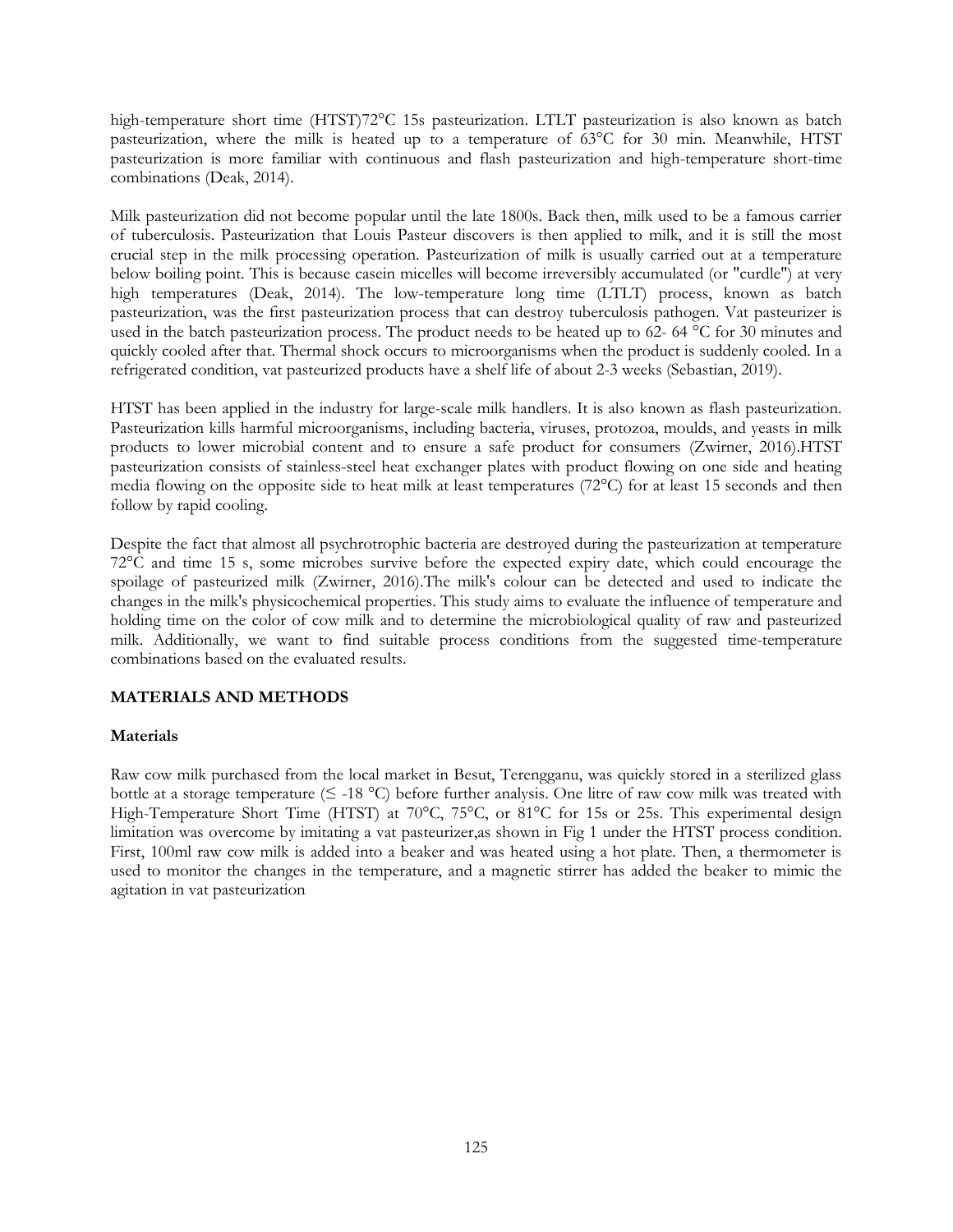high-temperature short time (HTST)72°C 15s pasteurization. LTLT pasteurization is also known as batch pasteurization, where the milk is heated up to a temperature of 63°C for 30 min. Meanwhile, HTST pasteurization is more familiar with continuous and flash pasteurization and high-temperature short-time combinations (Deak, 2014).

Milk pasteurization did not become popular until the late 1800s. Back then, milk used to be a famous carrier of tuberculosis. Pasteurization that Louis Pasteur discovers is then applied to milk, and it is still the most crucial step in the milk processing operation. Pasteurization of milk is usually carried out at a temperature below boiling point. This is because casein micelles will become irreversibly accumulated (or "curdle") at very high temperatures (Deak, 2014). The low-temperature long time (LTLT) process, known as batch pasteurization, was the first pasteurization process that can destroy tuberculosis pathogen. Vat pasteurizer is used in the batch pasteurization process. The product needs to be heated up to 62- 64 °C for 30 minutes and quickly cooled after that. Thermal shock occurs to microorganisms when the product is suddenly cooled. In a refrigerated condition, vat pasteurized products have a shelf life of about 2-3 weeks (Sebastian, 2019).

HTST has been applied in the industry for large-scale milk handlers. It is also known as flash pasteurization. Pasteurization kills harmful microorganisms, including bacteria, viruses, protozoa, moulds, and yeasts in milk products to lower microbial content and to ensure a safe product for consumers (Zwirner, 2016).HTST pasteurization consists of stainless-steel heat exchanger plates with product flowing on one side and heating media flowing on the opposite side to heat milk at least temperatures (72°C) for at least 15 seconds and then follow by rapid cooling.

Despite the fact that almost all psychrotrophic bacteria are destroyed during the pasteurization at temperature 72°C and time 15 s, some microbes survive before the expected expiry date, which could encourage the spoilage of pasteurized milk (Zwirner, 2016).The milk's colour can be detected and used to indicate the changes in the milk's physicochemical properties. This study aims to evaluate the influence of temperature and holding time on the color of cow milk and to determine the microbiological quality of raw and pasteurized milk. Additionally, we want to find suitable process conditions from the suggested time-temperature combinations based on the evaluated results.

## MATERIALS AND METHODS

### Materials

Raw cow milk purchased from the local market in Besut, Terengganu, was quickly stored in a sterilized glass bottle at a storage temperature (≤ -18 °C) before further analysis. One litre of raw cow milk was treated with High-Temperature Short Time (HTST) at 70°C, 75°C, or 81°C for 15s or 25s. This experimental design limitation was overcome by imitating a vat pasteurizer,as shown in Fig 1 under the HTST process condition. First, 100ml raw cow milk is added into a beaker and was heated using a hot plate. Then, a thermometer is used to monitor the changes in the temperature, and a magnetic stirrer has added the beaker to mimic the agitation in vat pasteurization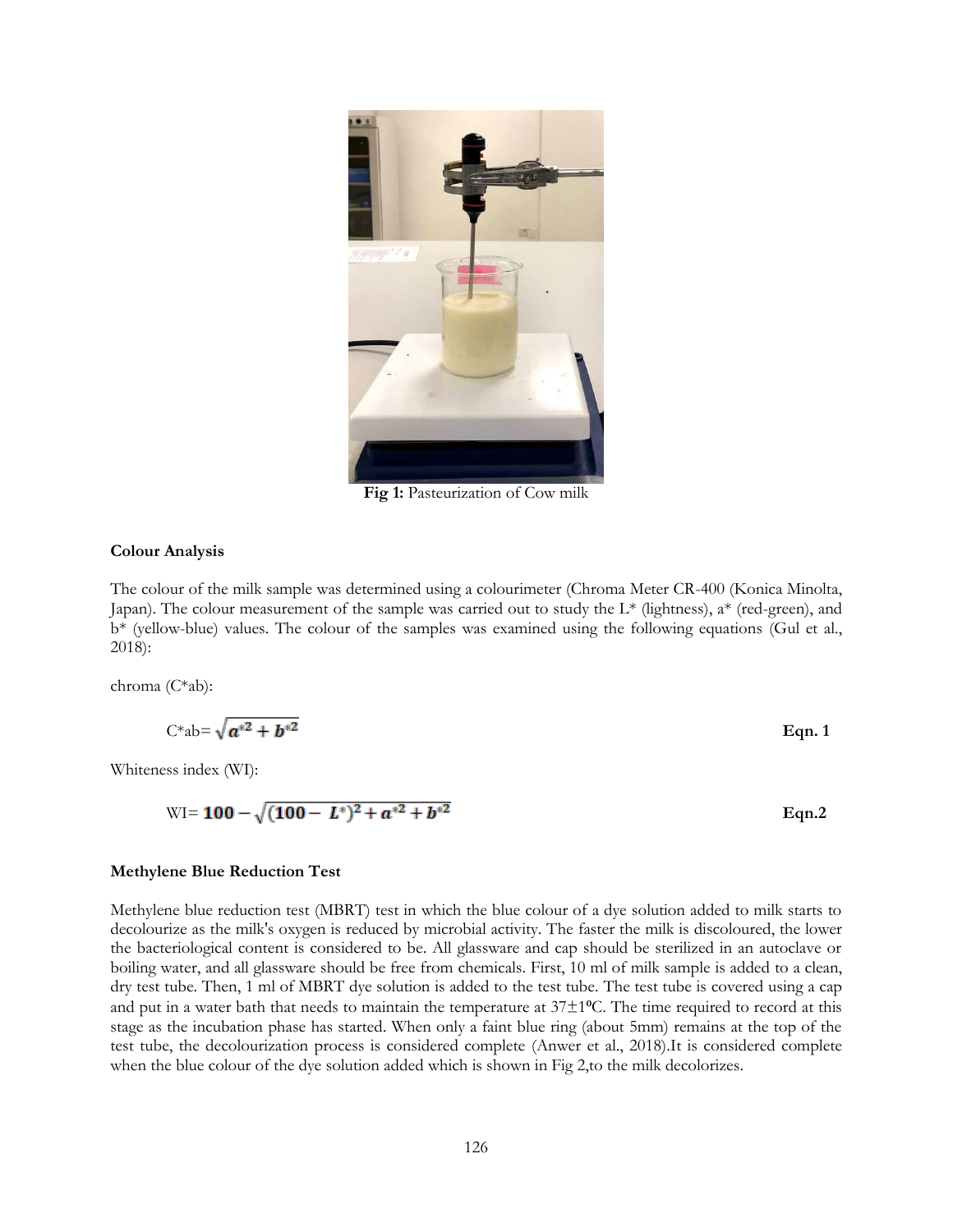**Fig 1:** Pasteurization of Cow milk

**Colour Analysis**

The colour of the milk sample was determined using a colourimeter (Chroma Meter CR-400 (Konica Minolta, Japan). The colour measurement of the sample was carried out to study the L* (lightness), a* (red-green), and b* (yellow-blue) values. The colour of the samples was examined using the following equations (Gul et al., 2018):

chroma (C*ab):

$$C^*ab = \sqrt{a^{*2} + b^{*2}} \quad \textbf{Eqn. 1}$$

Whiteness index (WI):

$$WI = 100 - \sqrt{(100 - L^*)^2 + a^{*2} + b^{*2}} \quad \textbf{Eqn.2}$$

**Methylene Blue Reduction Test**

Methylene blue reduction test (MBRT) test in which the blue colour of a dye solution added to milk starts to decolourize as the milk's oxygen is reduced by microbial activity. The faster the milk is discoloured, the lower the bacteriological content is considered to be. All glassware and cap should be sterilized in an autoclave or boiling water, and all glassware should be free from chemicals. First, 10 ml of milk sample is added to a clean, dry test tube. Then, 1 ml of MBRT dye solution is added to the test tube. The test tube is covered using a cap and put in a water bath that needs to maintain the temperature at $37 \pm 1$ºC. The time required to record at this stage as the incubation phase has started. When only a faint blue ring (about 5mm) remains at the top of the test tube, the decolourization process is considered complete (Anwer et al., 2018).It is considered complete when the blue colour of the dye solution added which is shown in Fig 2,to the milk decolorizes.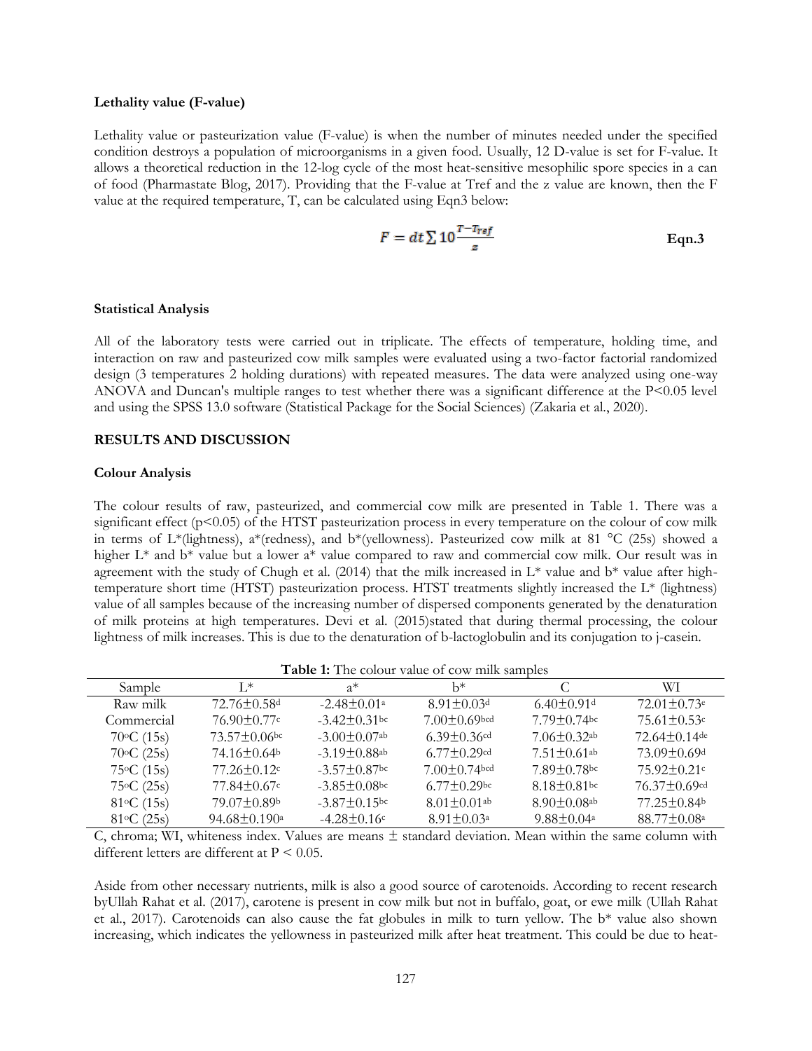**Lethality value (F-value)**

Lethality value or pasteurization value (F-value) is when the number of minutes needed under the specified condition destroys a population of microorganisms in a given food. Usually, 12 D-value is set for F-value. It allows a theoretical reduction in the 12-log cycle of the most heat-sensitive mesophilic spore species in a can of food (Pharmastate Blog, 2017). Providing that the F-value at Tref and the z value are known, then the F value at the required temperature, T, can be calculated using Eqn3 below:

$$F = dt \sum 10^{\frac{T-T_{ref}}{z}} \quad \textbf{Eqn.3}$$

**Statistical Analysis**

All of the laboratory tests were carried out in triplicate. The effects of temperature, holding time, and interaction on raw and pasteurized cow milk samples were evaluated using a two-factor factorial randomized design (3 temperatures 2 holding durations) with repeated measures. The data were analyzed using one-way ANOVA and Duncan's multiple ranges to test whether there was a significant difference at the P<0.05 level and using the SPSS 13.0 software (Statistical Package for the Social Sciences) (Zakaria et al., 2020).

## RESULTS AND DISCUSSION

**Colour Analysis**

The colour results of raw, pasteurized, and commercial cow milk are presented in Table 1. There was a significant effect (p<0.05) of the HTST pasteurization process in every temperature on the colour of cow milk in terms of L*(lightness), a*(redness), and b*(yellowness). Pasteurized cow milk at 81 °C (25s) showed a higher L* and b* value but a lower a* value compared to raw and commercial cow milk. Our result was in agreement with the study of Chugh et al. (2014) that the milk increased in L* value and b* value after high-temperature short time (HTST) pasteurization process. HTST treatments slightly increased the L* (lightness) value of all samples because of the increasing number of dispersed components generated by the denaturation of milk proteins at high temperatures. Devi et al. (2015)stated that during thermal processing, the colour lightness of milk increases. This is due to the denaturation of b-lactoglobulin and its conjugation to j-casein.

**Table 1:** The colour value of cow milk samples

| Sample | L* | a* | b* | C | WI |
|---|---|---|---|---|---|
| Raw milk | 72.76±0.58[d] | -2.48±0.01[a] | 8.91±0.03[d] | 6.40±0.91[d] | 72.01±0.73[e] |
| Commercial | 76.90±0.77[c] | -3.42±0.31[bc] | 7.00±0.69[bcd] | 7.79±0.74[bc] | 75.61±0.53[c] |
| 70°C (15s) | 73.57±0.06[bc] | -3.00±0.07[ab] | 6.39±0.36[cd] | 7.06±0.32[ab] | 72.64±0.14[de] |
| 70°C (25s) | 74.16±0.64[b] | -3.19±0.88[ab] | 6.77±0.29[cd] | 7.51±0.61[ab] | 73.09±0.69[d] |
| 75°C (15s) | 77.26±0.12[c] | -3.57±0.87[bc] | 7.00±0.74[bcd] | 7.89±0.78[bc] | 75.92±0.21[c] |
| 75°C (25s) | 77.84±0.67[c] | -3.85±0.08[bc] | 6.77±0.29[bc] | 8.18±0.81[bc] | 76.37±0.69[cd] |
| 81°C (15s) | 79.07±0.89[b] | -3.87±0.15[bc] | 8.01±0.01[ab] | 8.90±0.08[ab] | 77.25±0.84[b] |
| 81°C (25s) | 94.68±0.190[a] | -4.28±0.16[c] | 8.91±0.03[a] | 9.88±0.04[a] | 88.77±0.08[a] |

C, chroma; WI, whiteness index. Values are means ± standard deviation. Mean within the same column with different letters are different at P < 0.05.

Aside from other necessary nutrients, milk is also a good source of carotenoids. According to recent research byUllah Rahat et al. (2017), carotene is present in cow milk but not in buffalo, goat, or ewe milk (Ullah Rahat et al., 2017). Carotenoids can also cause the fat globules in milk to turn yellow. The b* value also shown increasing, which indicates the yellowness in pasteurized milk after heat treatment. This could be due to heat-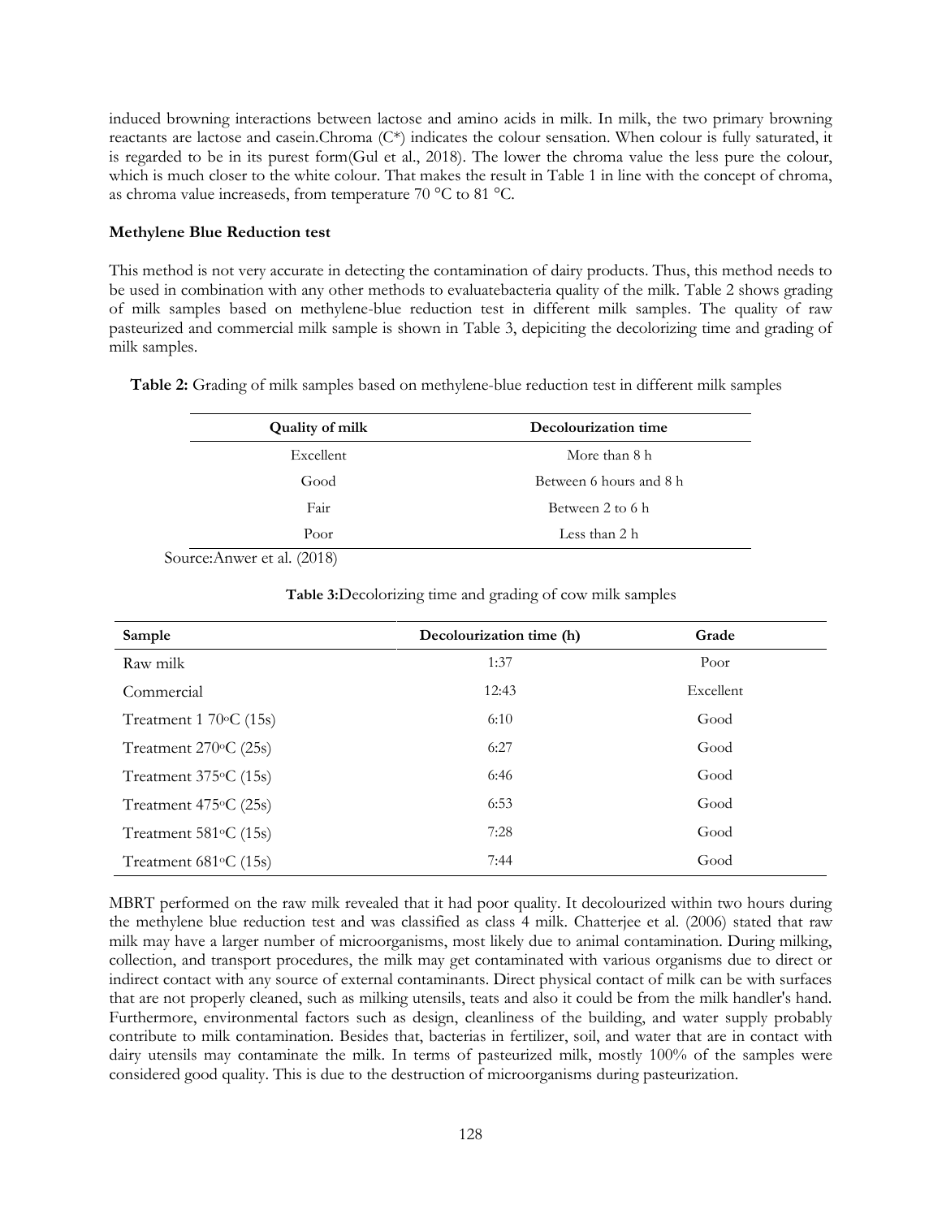induced browning interactions between lactose and amino acids in milk. In milk, the two primary browning reactants are lactose and casein.Chroma (C*) indicates the colour sensation. When colour is fully saturated, it is regarded to be in its purest form(Gul et al., 2018). The lower the chroma value the less pure the colour, which is much closer to the white colour. That makes the result in Table 1 in line with the concept of chroma, as chroma value increaseds, from temperature 70 °C to 81 °C.

**Methylene Blue Reduction test**

This method is not very accurate in detecting the contamination of dairy products. Thus, this method needs to be used in combination with any other methods to evaluatebacteria quality of the milk. Table 2 shows grading of milk samples based on methylene-blue reduction test in different milk samples. The quality of raw pasteurized and commercial milk sample is shown in Table 3, depiciting the decolorizing time and grading of milk samples.

**Table 2:** Grading of milk samples based on methylene-blue reduction test in different milk samples

| Quality of milk | Decolourization time |
|---|---|
| Excellent | More than 8 h |
| Good | Between 6 hours and 8 h |
| Fair | Between 2 to 6 h |
| Poor | Less than 2 h |

Source:Anwer et al. (2018)

**Table 3:**Decolorizing time and grading of cow milk samples

| Sample | Decolourization time (h) | Grade |
|---|---|---|
| Raw milk | 1:37 | Poor |
| Commercial | 12:43 | Excellent |
| Treatment 1 70°C (15s) | 6:10 | Good |
| Treatment 270°C (25s) | 6:27 | Good |
| Treatment 375°C (15s) | 6:46 | Good |
| Treatment 475°C (25s) | 6:53 | Good |
| Treatment 581°C (15s) | 7:28 | Good |
| Treatment 681°C (15s) | 7:44 | Good |

MBRT performed on the raw milk revealed that it had poor quality. It decolourized within two hours during the methylene blue reduction test and was classified as class 4 milk. Chatterjee et al. (2006) stated that raw milk may have a larger number of microorganisms, most likely due to animal contamination. During milking, collection, and transport procedures, the milk may get contaminated with various organisms due to direct or indirect contact with any source of external contaminants. Direct physical contact of milk can be with surfaces that are not properly cleaned, such as milking utensils, teats and also it could be from the milk handler's hand. Furthermore, environmental factors such as design, cleanliness of the building, and water supply probably contribute to milk contamination. Besides that, bacterias in fertilizer, soil, and water that are in contact with dairy utensils may contaminate the milk. In terms of pasteurized milk, mostly 100% of the samples were considered good quality. This is due to the destruction of microorganisms during pasteurization.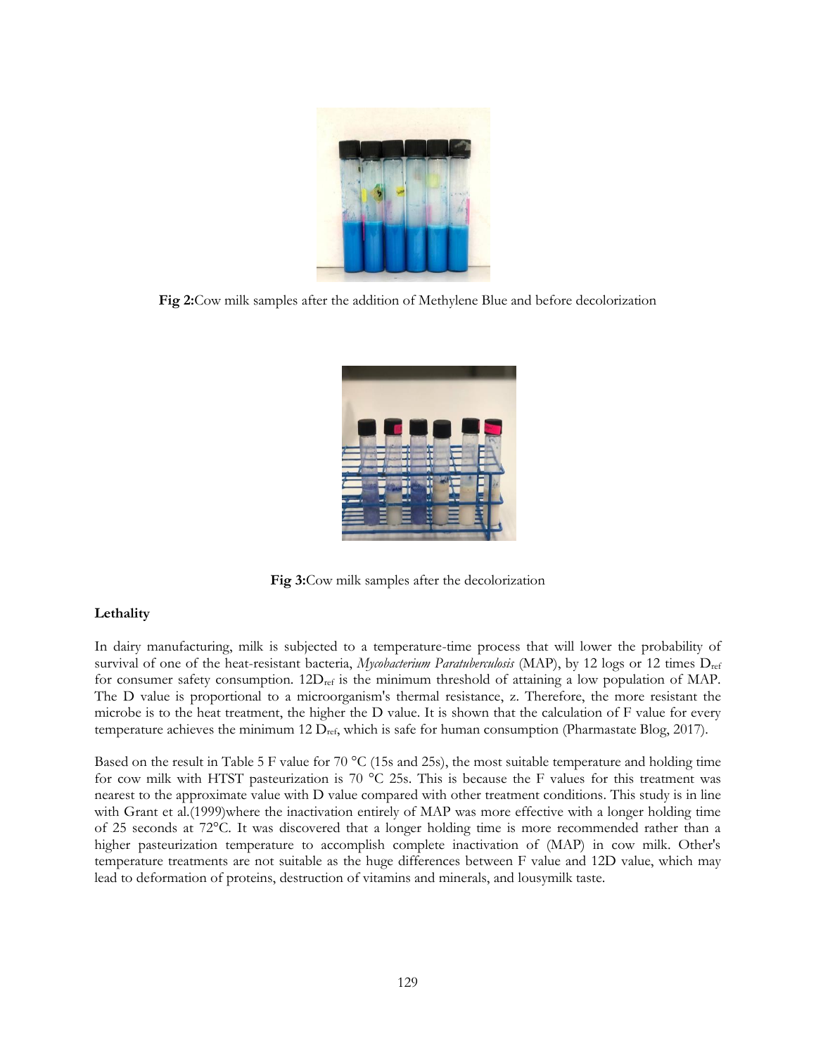**Fig 2:**Cow milk samples after the addition of Methylene Blue and before decolorization

**Fig 3:**Cow milk samples after the decolorization

**Lethality**

In dairy manufacturing, milk is subjected to a temperature-time process that will lower the probability of survival of one of the heat-resistant bacteria, *Mycobacterium Paratuberculosis* (MAP), by 12 logs or 12 times $D_{ref}$ for consumer safety consumption. $12D_{ref}$ is the minimum threshold of attaining a low population of MAP. The D value is proportional to a microorganism's thermal resistance, z. Therefore, the more resistant the microbe is to the heat treatment, the higher the D value. It is shown that the calculation of F value for every temperature achieves the minimum 12 $D_{ref}$, which is safe for human consumption (Pharmastate Blog, 2017).

Based on the result in Table 5 F value for 70 °C (15s and 25s), the most suitable temperature and holding time for cow milk with HTST pasteurization is 70 °C 25s. This is because the F values for this treatment was nearest to the approximate value with D value compared with other treatment conditions. This study is in line with Grant et al.(1999)where the inactivation entirely of MAP was more effective with a longer holding time of 25 seconds at 72°C. It was discovered that a longer holding time is more recommended rather than a higher pasteurization temperature to accomplish complete inactivation of (MAP) in cow milk. Other's temperature treatments are not suitable as the huge differences between F value and 12D value, which may lead to deformation of proteins, destruction of vitamins and minerals, and lousymilk taste.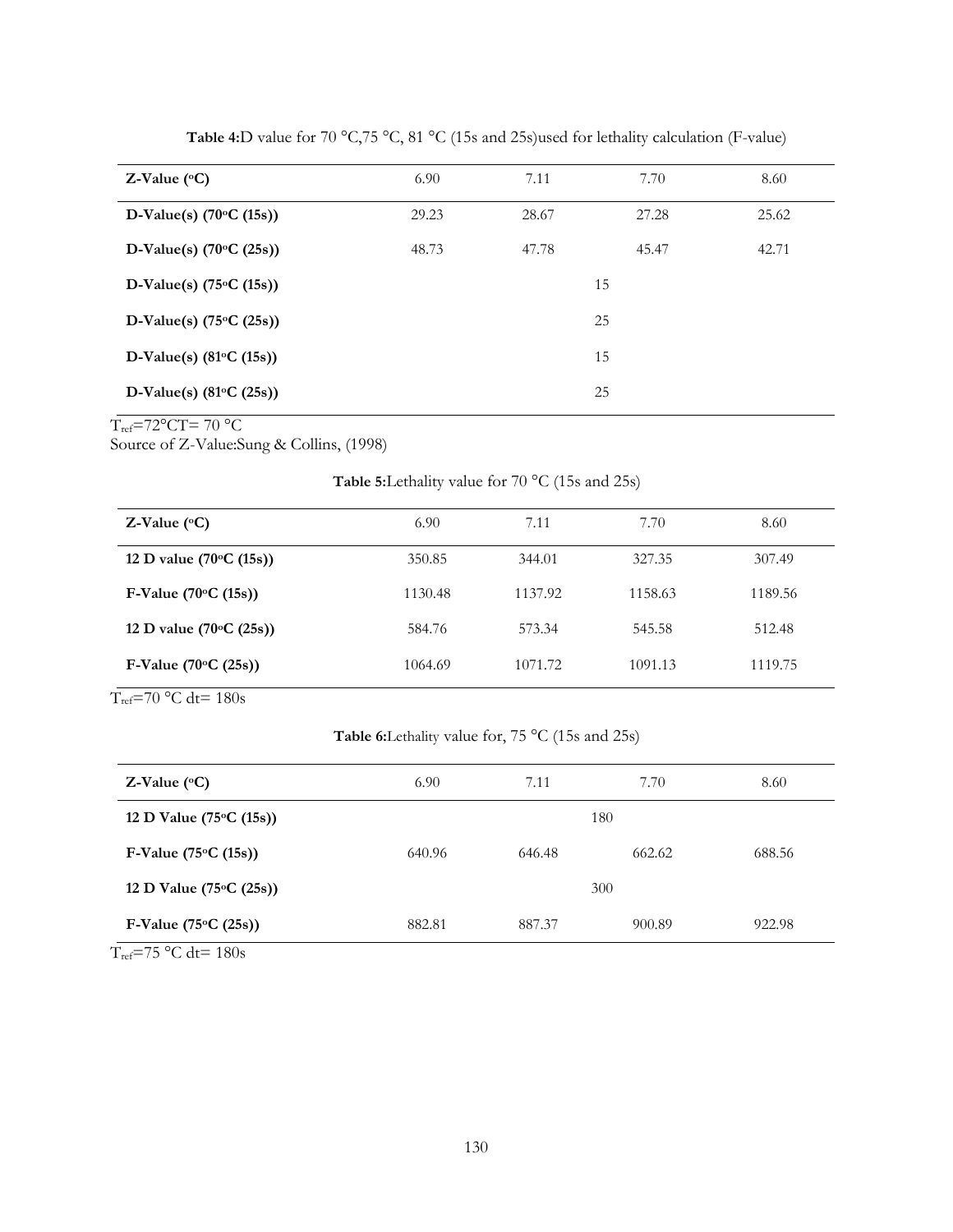**Table 4:** D value for 70 °C, 75 °C, 81 °C (15s and 25s) used for lethality calculation (F-value)

| Z-Value (°C) | 6.90 | 7.11 | 7.70 | 8.60 |
|---|---|---|---|---|
| **D-Value(s) (70°C (15s))** | 29.23 | 28.67 | 27.28 | 25.62 |
| **D-Value(s) (70°C (25s))** | 48.73 | 47.78 | 45.47 | 42.71 |
| **D-Value(s) (75°C (15s))** | | | 15 | |
| **D-Value(s) (75°C (25s))** | | | 25 | |
| **D-Value(s) (81°C (15s))** | | | 15 | |
| **D-Value(s) (81°C (25s))** | | | 25 | |

$T_{ref}$=72°CT= 70 °C
Source of Z-Value: Sung & Collins, (1998)

**Table 5:** Lethality value for 70 °C (15s and 25s)

| Z-Value (°C) | 6.90 | 7.11 | 7.70 | 8.60 |
|---|---|---|---|---|
| **12 D value (70°C (15s))** | 350.85 | 344.01 | 327.35 | 307.49 |
| **F-Value (70°C (15s))** | 1130.48 | 1137.92 | 1158.63 | 1189.56 |
| **12 D value (70°C (25s))** | 584.76 | 573.34 | 545.58 | 512.48 |
| **F-Value (70°C (25s))** | 1064.69 | 1071.72 | 1091.13 | 1119.75 |

$T_{ref}$=70 °C dt= 180s

**Table 6:** Lethality value for, 75 °C (15s and 25s)

| Z-Value (°C) | 6.90 | 7.11 | 7.70 | 8.60 |
|---|---|---|---|---|
| **12 D Value (75°C (15s))** | | | 180 | |
| **F-Value (75°C (15s))** | 640.96 | 646.48 | 662.62 | 688.56 |
| **12 D Value (75°C (25s))** | | | 300 | |
| **F-Value (75°C (25s))** | 882.81 | 887.37 | 900.89 | 922.98 |

$T_{ref}$=75 °C dt= 180s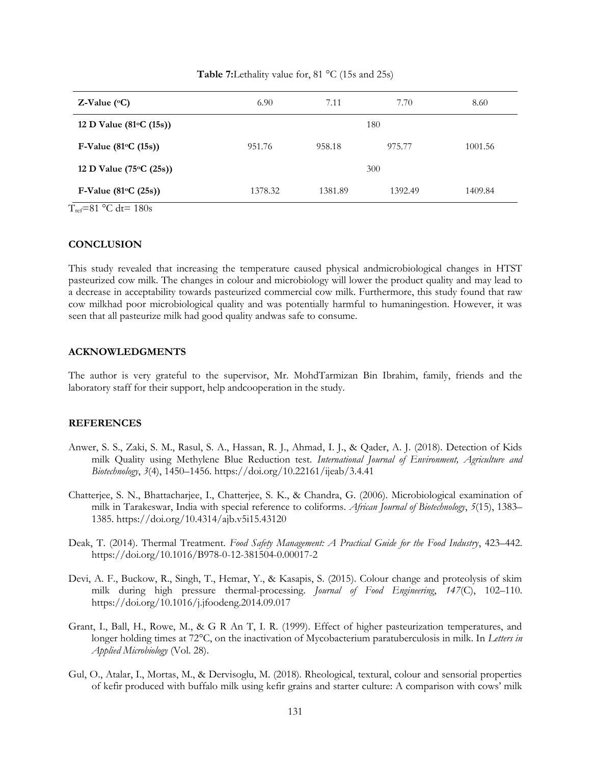**Table 7:**Lethality value for, 81 °C (15s and 25s)

| **Z-Value (°C)** | 6.90 | 7.11 | 7.70 | 8.60 |
|---|---|---|---|---|
| **12 D Value (81°C (15s))** | | | 180 | |
| **F-Value (81°C (15s))** | 951.76 | 958.18 | 975.77 | 1001.56 |
| **12 D Value (75°C (25s))** | | | 300 | |
| **F-Value (81°C (25s))** | 1378.32 | 1381.89 | 1392.49 | 1409.84 |

$T_{ref}$=81 °C dt= 180s

## CONCLUSION

This study revealed that increasing the temperature caused physical andmicrobiological changes in HTST pasteurized cow milk. The changes in colour and microbiology will lower the product quality and may lead to a decrease in acceptability towards pasteurized commercial cow milk. Furthermore, this study found that raw cow milkhad poor microbiological quality and was potentially harmful to humaningestion. However, it was seen that all pasteurize milk had good quality andwas safe to consume.

## ACKNOWLEDGMENTS

The author is very grateful to the supervisor, Mr. MohdTarmizan Bin Ibrahim, family, friends and the laboratory staff for their support, help andcooperation in the study.

## REFERENCES

Anwer, S. S., Zaki, S. M., Rasul, S. A., Hassan, R. J., Ahmad, I. J., & Qader, A. J. (2018). Detection of Kids milk Quality using Methylene Blue Reduction test. *International Journal of Environment, Agriculture and Biotechnology*, *3*(4), 1450–1456. https://doi.org/10.22161/ijeab/3.4.41

Chatterjee, S. N., Bhattacharjee, I., Chatterjee, S. K., & Chandra, G. (2006). Microbiological examination of milk in Tarakeswar, India with special reference to coliforms. *African Journal of Biotechnology*, *5*(15), 1383–1385. https://doi.org/10.4314/ajb.v5i15.43120

Deak, T. (2014). Thermal Treatment. *Food Safety Management: A Practical Guide for the Food Industry*, 423–442. https://doi.org/10.1016/B978-0-12-381504-0.00017-2

Devi, A. F., Buckow, R., Singh, T., Hemar, Y., & Kasapis, S. (2015). Colour change and proteolysis of skim milk during high pressure thermal-processing. *Journal of Food Engineering*, *147*(C), 102–110. https://doi.org/10.1016/j.jfoodeng.2014.09.017

Grant, I., Ball, H., Rowe, M., & G R An T, I. R. (1999). Effect of higher pasteurization temperatures, and longer holding times at 72°C, on the inactivation of Mycobacterium paratuberculosis in milk. In *Letters in Applied Microbiology* (Vol. 28).

Gul, O., Atalar, I., Mortas, M., & Dervisoglu, M. (2018). Rheological, textural, colour and sensorial properties of kefir produced with buffalo milk using kefir grains and starter culture: A comparison with cows' milk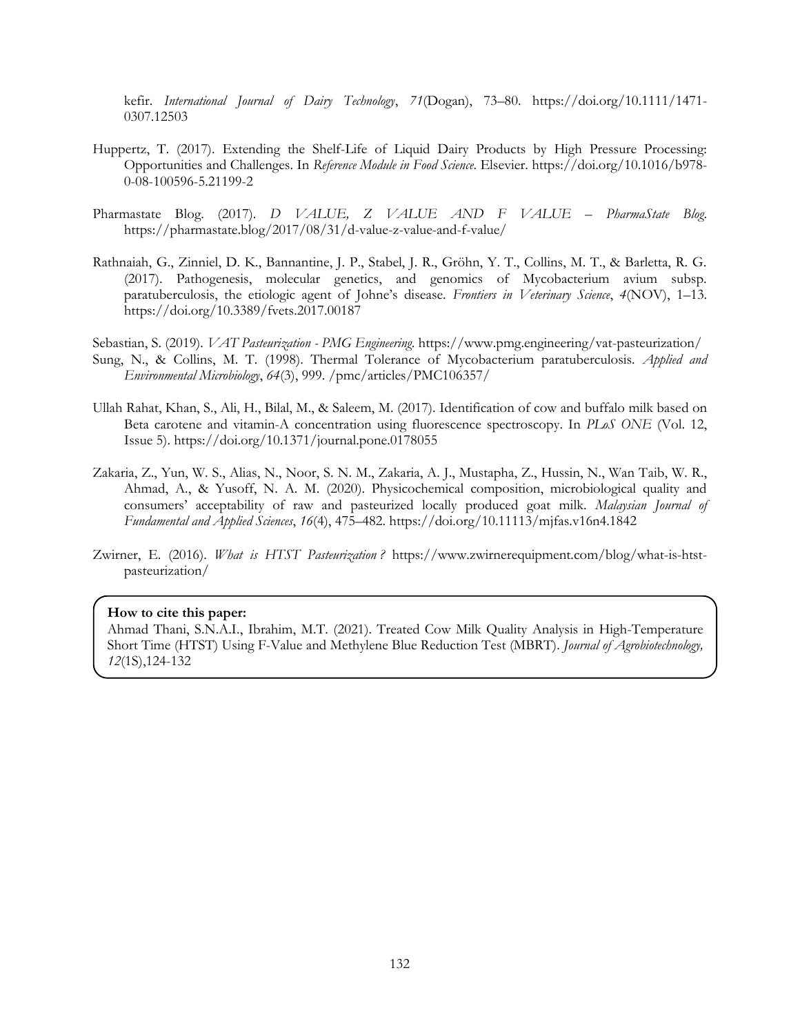kefir. *International Journal of Dairy Technology*, *71*(Dogan), 73–80. https://doi.org/10.1111/1471-0307.12503

Huppertz, T. (2017). Extending the Shelf-Life of Liquid Dairy Products by High Pressure Processing: Opportunities and Challenges. In *Reference Module in Food Science*. Elsevier. https://doi.org/10.1016/b978-0-08-100596-5.21199-2

Pharmastate Blog. (2017). *D VALUE, Z VALUE AND F VALUE – PharmaState Blog*. https://pharmastate.blog/2017/08/31/d-value-z-value-and-f-value/

Rathnaiah, G., Zinniel, D. K., Bannantine, J. P., Stabel, J. R., Gröhn, Y. T., Collins, M. T., & Barletta, R. G. (2017). Pathogenesis, molecular genetics, and genomics of Mycobacterium avium subsp. paratuberculosis, the etiologic agent of Johne's disease. *Frontiers in Veterinary Science*, *4*(NOV), 1–13. https://doi.org/10.3389/fvets.2017.00187

Sebastian, S. (2019). *VAT Pasteurization - PMG Engineering*. https://www.pmg.engineering/vat-pasteurization/

Sung, N., & Collins, M. T. (1998). Thermal Tolerance of Mycobacterium paratuberculosis. *Applied and Environmental Microbiology*, *64*(3), 999. /pmc/articles/PMC106357/

Ullah Rahat, Khan, S., Ali, H., Bilal, M., & Saleem, M. (2017). Identification of cow and buffalo milk based on Beta carotene and vitamin-A concentration using fluorescence spectroscopy. In *PLoS ONE* (Vol. 12, Issue 5). https://doi.org/10.1371/journal.pone.0178055

Zakaria, Z., Yun, W. S., Alias, N., Noor, S. N. M., Zakaria, A. J., Mustapha, Z., Hussin, N., Wan Taib, W. R., Ahmad, A., & Yusoff, N. A. M. (2020). Physicochemical composition, microbiological quality and consumers' acceptability of raw and pasteurized locally produced goat milk. *Malaysian Journal of Fundamental and Applied Sciences*, *16*(4), 475–482. https://doi.org/10.11113/mjfas.v16n4.1842

Zwirner, E. (2016). *What is HTST Pasteurization?* https://www.zwirnerequipment.com/blog/what-is-htst-pasteurization/

**How to cite this paper:**
Ahmad Thani, S.N.A.I., Ibrahim, M.T. (2021). Treated Cow Milk Quality Analysis in High-Temperature Short Time (HTST) Using F-Value and Methylene Blue Reduction Test (MBRT). *Journal of Agrobiotechnology, 12*(1S),124-132